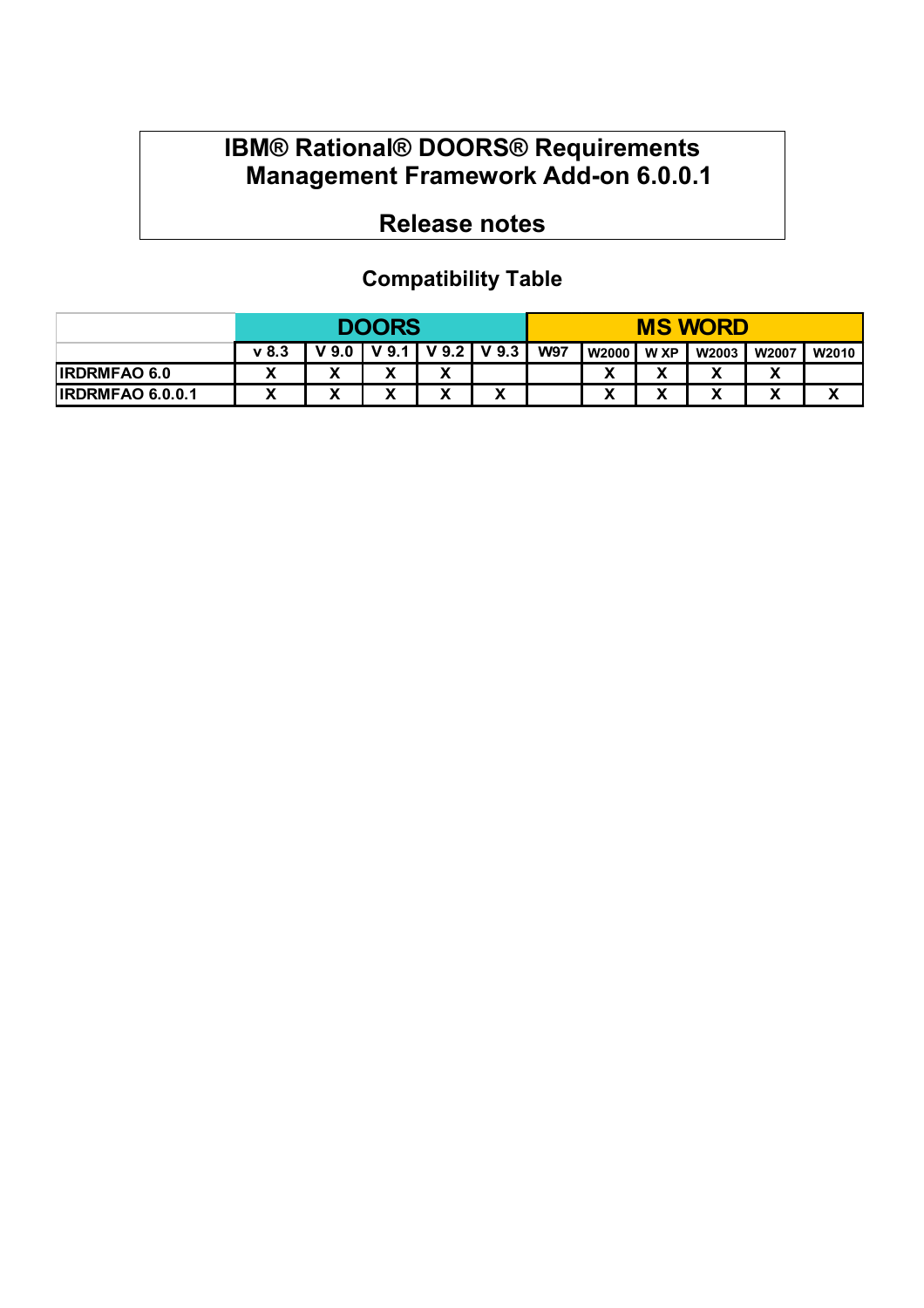# IBM® Rational® DOORS® Requirements Management Framework Add-on 6.0.0.1

## Release notes

### Compatibility Table

| | DOORS | | | | | MS WORD | | | | | |
|---|---|---|---|---|---|---|---|---|---|---|---|
| | v 8.3 | V 9.0 | V 9.1 | V 9.2 | V 9.3 | W97 | W2000 | W XP | W2003 | W2007 | W2010 |
| IRDRMFAO 6.0 | X | X | X | X | | | X | X | X | X | |
| IRDRMFAO 6.0.0.1 | X | X | X | X | X | | X | X | X | X | X |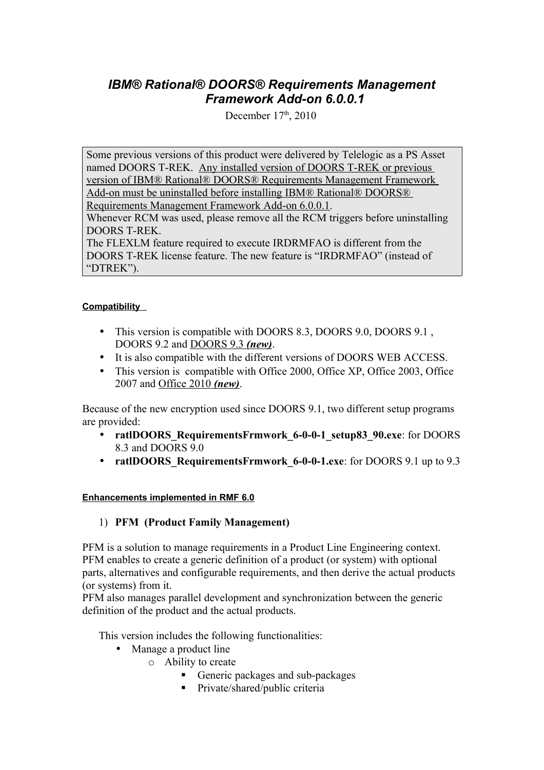# *IBM® Rational® DOORS® Requirements Management Framework Add-on 6.0.0.1*

December 17th, 2010

Some previous versions of this product were delivered by Telelogic as a PS Asset named DOORS T-REK. Any installed version of DOORS T-REK or previous version of IBM® Rational® DOORS® Requirements Management Framework Add-on must be uninstalled before installing IBM® Rational® DOORS® Requirements Management Framework Add-on 6.0.0.1.
Whenever RCM was used, please remove all the RCM triggers before uninstalling DOORS T-REK.
The FLEXLM feature required to execute IRDRMFAO is different from the DOORS T-REK license feature. The new feature is “IRDRMFAO” (instead of “DTREK”).

#### Compatibility

- This version is compatible with DOORS 8.3, DOORS 9.0, DOORS 9.1 , DOORS 9.2 and DOORS 9.3 ***(new)***.
- It is also compatible with the different versions of DOORS WEB ACCESS.
- This version is compatible with Office 2000, Office XP, Office 2003, Office 2007 and Office 2010 ***(new)***.

Because of the new encryption used since DOORS 9.1, two different setup programs are provided:

- **ratlDOORS_RequirementsFrmwork_6-0-0-1_setup83_90.exe**: for DOORS 8.3 and DOORS 9.0
- **ratlDOORS_RequirementsFrmwork_6-0-0-1.exe**: for DOORS 9.1 up to 9.3

#### Enhancements implemented in RMF 6.0

1) **PFM (Product Family Management)**

PFM is a solution to manage requirements in a Product Line Engineering context. PFM enables to create a generic definition of a product (or system) with optional parts, alternatives and configurable requirements, and then derive the actual products (or systems) from it.
PFM also manages parallel development and synchronization between the generic definition of the product and the actual products.

This version includes the following functionalities:

- Manage a product line
  - Ability to create
    - Generic packages and sub-packages
    - Private/shared/public criteria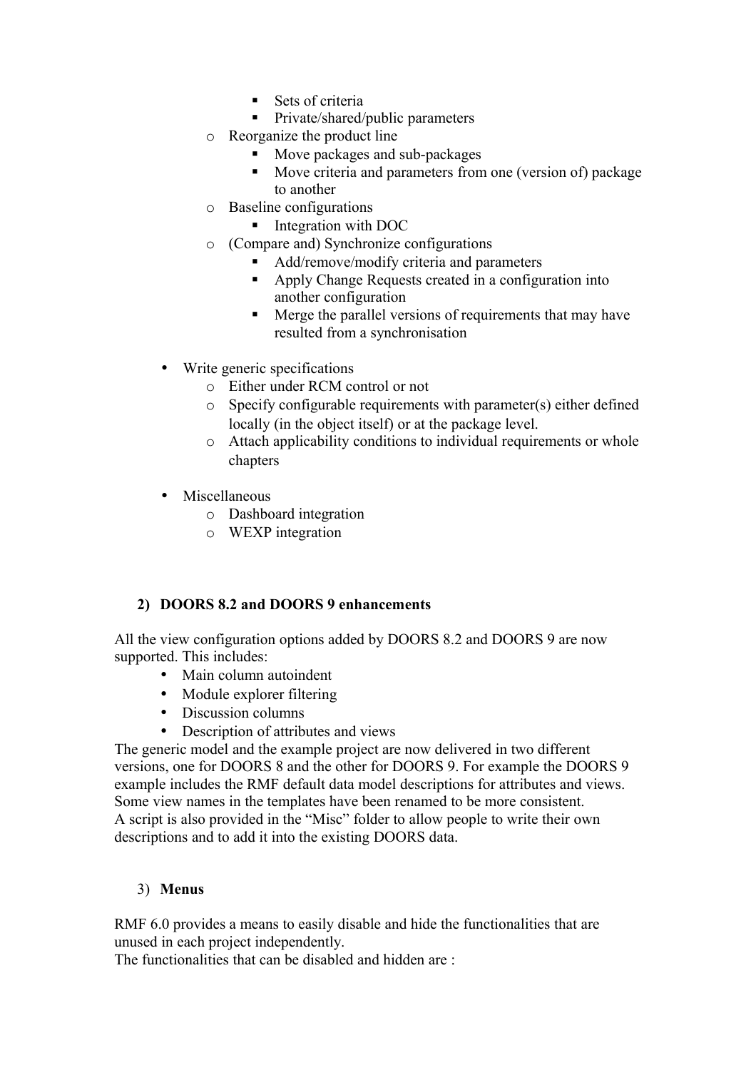- Sets of criteria
        - Private/shared/public parameters
    - Reorganize the product line
        - Move packages and sub-packages
        - Move criteria and parameters from one (version of) package to another
    - Baseline configurations
        - Integration with DOC
    - (Compare and) Synchronize configurations
        - Add/remove/modify criteria and parameters
        - Apply Change Requests created in a configuration into another configuration
        - Merge the parallel versions of requirements that may have resulted from a synchronisation

- Write generic specifications
    - Either under RCM control or not
    - Specify configurable requirements with parameter(s) either defined locally (in the object itself) or at the package level.
    - Attach applicability conditions to individual requirements or whole chapters

- Miscellaneous
    - Dashboard integration
    - WEXP integration

### 2) DOORS 8.2 and DOORS 9 enhancements

All the view configuration options added by DOORS 8.2 and DOORS 9 are now supported. This includes:

- Main column autoindent
- Module explorer filtering
- Discussion columns
- Description of attributes and views

The generic model and the example project are now delivered in two different versions, one for DOORS 8 and the other for DOORS 9. For example the DOORS 9 example includes the RMF default data model descriptions for attributes and views. Some view names in the templates have been renamed to be more consistent.
A script is also provided in the "Misc" folder to allow people to write their own descriptions and to add it into the existing DOORS data.

### 3) **Menus**

RMF 6.0 provides a means to easily disable and hide the functionalities that are unused in each project independently.
The functionalities that can be disabled and hidden are :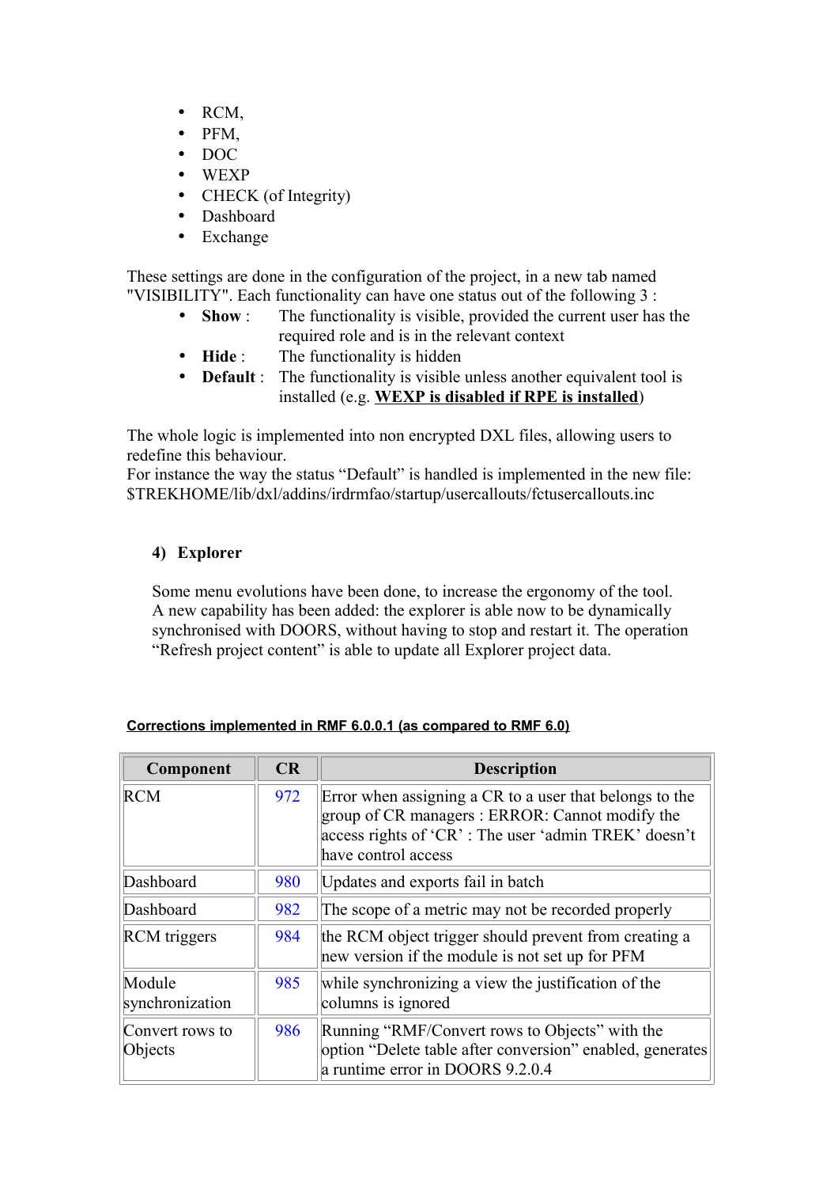- RCM,
- PFM,
- DOC
- WEXP
- CHECK (of Integrity)
- Dashboard
- Exchange

These settings are done in the configuration of the project, in a new tab named "VISIBILITY". Each functionality can have one status out of the following 3 :

- **Show** : The functionality is visible, provided the current user has the required role and is in the relevant context
- **Hide** : The functionality is hidden
- **Default** : The functionality is visible unless another equivalent tool is installed (e.g. **<u>WEXP is disabled if RPE is installed</u>**)

The whole logic is implemented into non encrypted DXL files, allowing users to redefine this behaviour.
For instance the way the status “Default” is handled is implemented in the new file: $TREKHOME/lib/dxl/addins/irdrmfao/startup/usercallouts/fctusercallouts.inc

### 4) Explorer

Some menu evolutions have been done, to increase the ergonomy of the tool.
A new capability has been added: the explorer is able now to be dynamically synchronised with DOORS, without having to stop and restart it. The operation “Refresh project content” is able to update all Explorer project data.

**<u>Corrections implemented in RMF 6.0.0.1 (as compared to RMF 6.0)</u>**

| Component | CR | Description |
|---|---|---|
| RCM | 972 | Error when assigning a CR to a user that belongs to the group of CR managers : ERROR: Cannot modify the access rights of ‘CR’ : The user ‘admin TREK’ doesn’t have control access |
| Dashboard | 980 | Updates and exports fail in batch |
| Dashboard | 982 | The scope of a metric may not be recorded properly |
| RCM triggers | 984 | the RCM object trigger should prevent from creating a new version if the module is not set up for PFM |
| Module synchronization | 985 | while synchronizing a view the justification of the columns is ignored |
| Convert rows to Objects | 986 | Running “RMF/Convert rows to Objects” with the option “Delete table after conversion” enabled, generates a runtime error in DOORS 9.2.0.4 |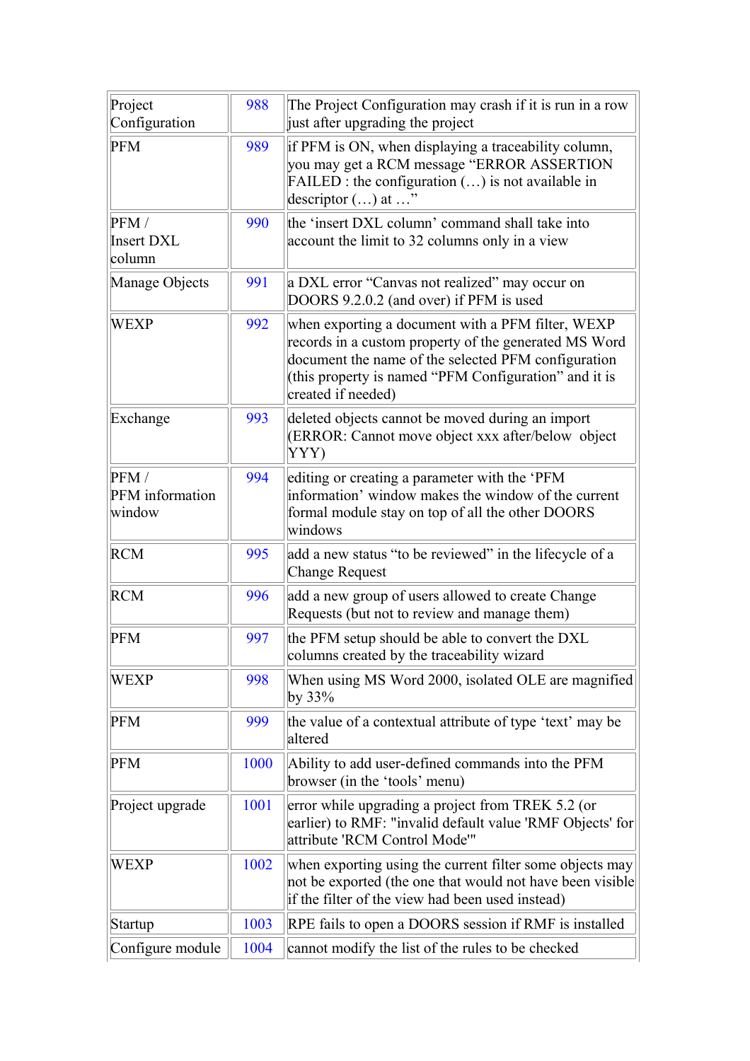| | | |
|---|---|---|
| Project Configuration | 988 | The Project Configuration may crash if it is run in a row just after upgrading the project |
| PFM | 989 | if PFM is ON, when displaying a traceability column, you may get a RCM message “ERROR ASSERTION FAILED : the configuration (…) is not available in descriptor (…) at …” |
| PFM / Insert DXL column | 990 | the ‘insert DXL column’ command shall take into account the limit to 32 columns only in a view |
| Manage Objects | 991 | a DXL error “Canvas not realized” may occur on DOORS 9.2.0.2 (and over) if PFM is used |
| WEXP | 992 | when exporting a document with a PFM filter, WEXP records in a custom property of the generated MS Word document the name of the selected PFM configuration (this property is named “PFM Configuration” and it is created if needed) |
| Exchange | 993 | deleted objects cannot be moved during an import (ERROR: Cannot move object xxx after/below object YYY) |
| PFM / PFM information window | 994 | editing or creating a parameter with the ‘PFM information’ window makes the window of the current formal module stay on top of all the other DOORS windows |
| RCM | 995 | add a new status “to be reviewed” in the lifecycle of a Change Request |
| RCM | 996 | add a new group of users allowed to create Change Requests (but not to review and manage them) |
| PFM | 997 | the PFM setup should be able to convert the DXL columns created by the traceability wizard |
| WEXP | 998 | When using MS Word 2000, isolated OLE are magnified by 33% |
| PFM | 999 | the value of a contextual attribute of type ‘text’ may be altered |
| PFM | 1000 | Ability to add user-defined commands into the PFM browser (in the ‘tools’ menu) |
| Project upgrade | 1001 | error while upgrading a project from TREK 5.2 (or earlier) to RMF: "invalid default value 'RMF Objects' for attribute 'RCM Control Mode'" |
| WEXP | 1002 | when exporting using the current filter some objects may not be exported (the one that would not have been visible if the filter of the view had been used instead) |
| Startup | 1003 | RPE fails to open a DOORS session if RMF is installed |
| Configure module | 1004 | cannot modify the list of the rules to be checked |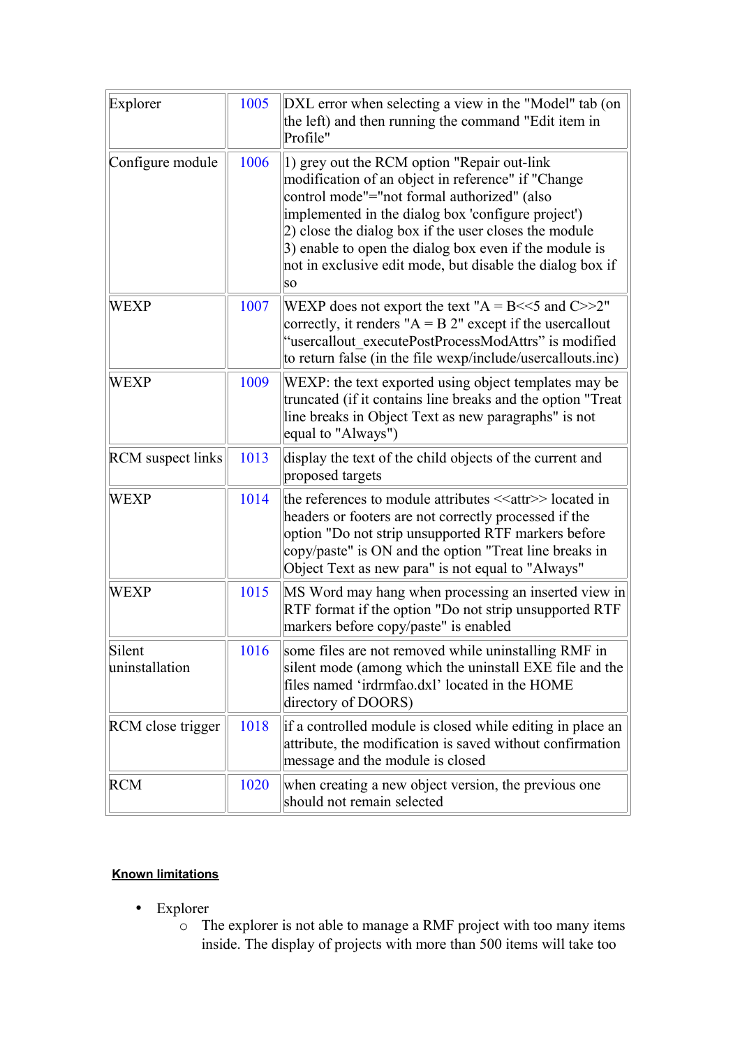| Explorer | 1005 | DXL error when selecting a view in the "Model" tab (on the left) and then running the command "Edit item in Profile" |
|---|---|---|
| Configure module | 1006 | 1) grey out the RCM option "Repair out-link modification of an object in reference" if "Change control mode"="not formal authorized" (also implemented in the dialog box 'configure project')<br>2) close the dialog box if the user closes the module<br>3) enable to open the dialog box even if the module is not in exclusive edit mode, but disable the dialog box if so |
| WEXP | 1007 | WEXP does not export the text "A = B<<5 and C>>2" correctly, it renders "A = B 2" except if the usercallout "usercallout_executePostProcessModAttrs" is modified to return false (in the file wexp/include/usercallouts.inc) |
| WEXP | 1009 | WEXP: the text exported using object templates may be truncated (if it contains line breaks and the option "Treat line breaks in Object Text as new paragraphs" is not equal to "Always") |
| RCM suspect links | 1013 | display the text of the child objects of the current and proposed targets |
| WEXP | 1014 | the references to module attributes <<attr>> located in headers or footers are not correctly processed if the option "Do not strip unsupported RTF markers before copy/paste" is ON and the option "Treat line breaks in Object Text as new para" is not equal to "Always" |
| WEXP | 1015 | MS Word may hang when processing an inserted view in RTF format if the option "Do not strip unsupported RTF markers before copy/paste" is enabled |
| Silent uninstallation | 1016 | some files are not removed while uninstalling RMF in silent mode (among which the uninstall EXE file and the files named 'irdrmfao.dxl' located in the HOME directory of DOORS) |
| RCM close trigger | 1018 | if a controlled module is closed while editing in place an attribute, the modification is saved without confirmation message and the module is closed |
| RCM | 1020 | when creating a new object version, the previous one should not remain selected |

**Known limitations**

- Explorer
  - The explorer is not able to manage a RMF project with too many items inside. The display of projects with more than 500 items will take too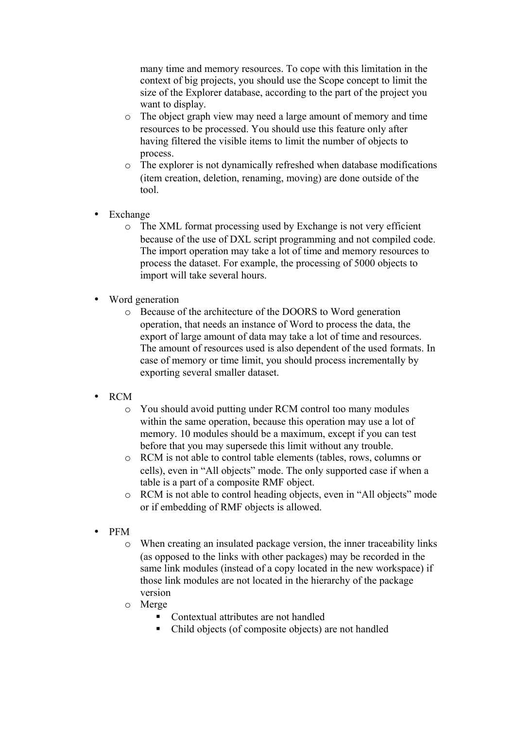many time and memory resources. To cope with this limitation in the context of big projects, you should use the Scope concept to limit the size of the Explorer database, according to the part of the project you want to display.
  - The object graph view may need a large amount of memory and time resources to be processed. You should use this feature only after having filtered the visible items to limit the number of objects to process.
  - The explorer is not dynamically refreshed when database modifications (item creation, deletion, renaming, moving) are done outside of the tool.

- Exchange
  - The XML format processing used by Exchange is not very efficient because of the use of DXL script programming and not compiled code. The import operation may take a lot of time and memory resources to process the dataset. For example, the processing of 5000 objects to import will take several hours.

- Word generation
  - Because of the architecture of the DOORS to Word generation operation, that needs an instance of Word to process the data, the export of large amount of data may take a lot of time and resources. The amount of resources used is also dependent of the used formats. In case of memory or time limit, you should process incrementally by exporting several smaller dataset.

- RCM
  - You should avoid putting under RCM control too many modules within the same operation, because this operation may use a lot of memory. 10 modules should be a maximum, except if you can test before that you may supersede this limit without any trouble.
  - RCM is not able to control table elements (tables, rows, columns or cells), even in "All objects" mode. The only supported case if when a table is a part of a composite RMF object.
  - RCM is not able to control heading objects, even in "All objects" mode or if embedding of RMF objects is allowed.

- PFM
  - When creating an insulated package version, the inner traceability links (as opposed to the links with other packages) may be recorded in the same link modules (instead of a copy located in the new workspace) if those link modules are not located in the hierarchy of the package version
  - Merge
    - Contextual attributes are not handled
    - Child objects (of composite objects) are not handled